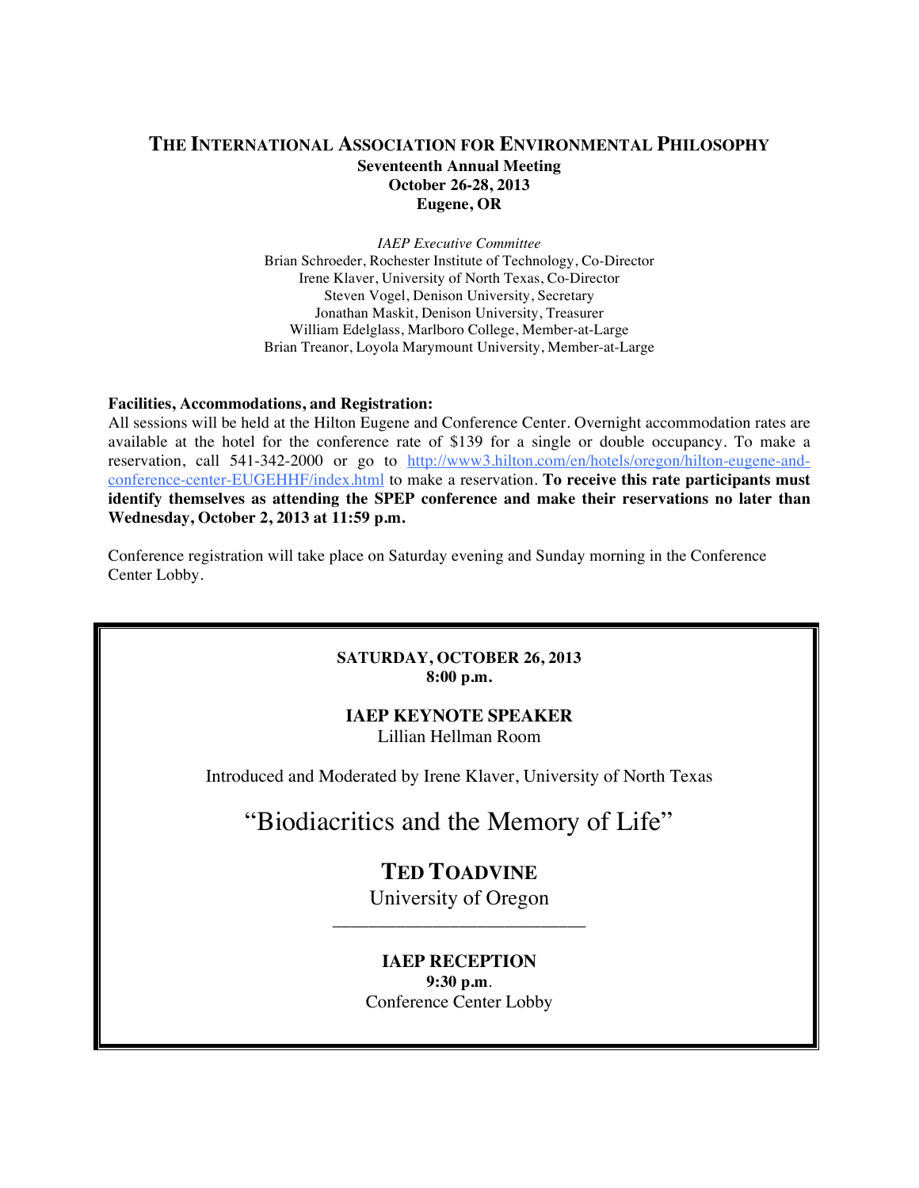# THE INTERNATIONAL ASSOCIATION FOR ENVIRONMENTAL PHILOSOPHY

**Seventeenth Annual Meeting**
**October 26-28, 2013**
**Eugene, OR**

*IAEP Executive Committee*
Brian Schroeder, Rochester Institute of Technology, Co-Director
Irene Klaver, University of North Texas, Co-Director
Steven Vogel, Denison University, Secretary
Jonathan Maskit, Denison University, Treasurer
William Edelglass, Marlboro College, Member-at-Large
Brian Treanor, Loyola Marymount University, Member-at-Large

**Facilities, Accommodations, and Registration:**
All sessions will be held at the Hilton Eugene and Conference Center. Overnight accommodation rates are available at the hotel for the conference rate of $139 for a single or double occupancy. To make a reservation, call 541-342-2000 or go to http://www3.hilton.com/en/hotels/oregon/hilton-eugene-and-conference-center-EUGEHHF/index.html to make a reservation. **To receive this rate participants must identify themselves as attending the SPEP conference and make their reservations no later than Wednesday, October 2, 2013 at 11:59 p.m.**

Conference registration will take place on Saturday evening and Sunday morning in the Conference Center Lobby.

**SATURDAY, OCTOBER 26, 2013**
**8:00 p.m.**

**IAEP KEYNOTE SPEAKER**
Lillian Hellman Room

Introduced and Moderated by Irene Klaver, University of North Texas

"Biodiacritics and the Memory of Life"

**TED TOADVINE**
University of Oregon

---

**IAEP RECEPTION**
**9:30 p.m**.
Conference Center Lobby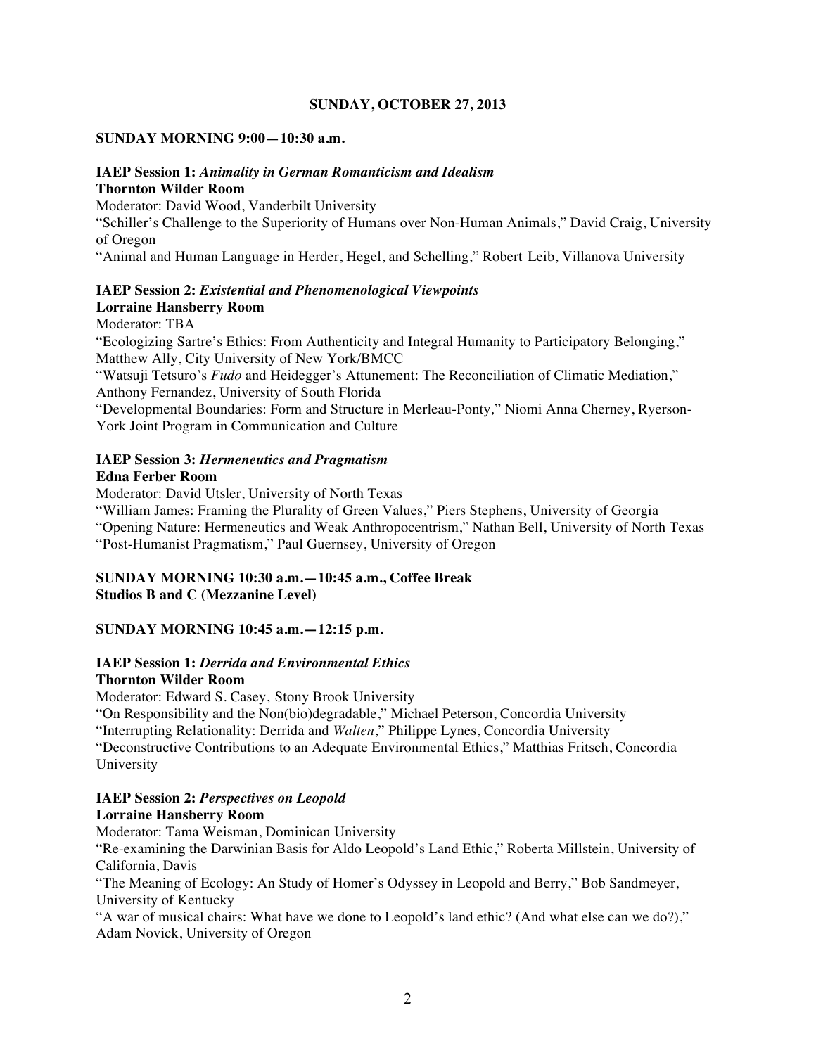## SUNDAY, OCTOBER 27, 2013

### SUNDAY MORNING 9:00—10:30 a.m.

**IAEP Session 1:** ***Animality in German Romanticism and Idealism***
**Thornton Wilder Room**
Moderator: David Wood, Vanderbilt University
"Schiller's Challenge to the Superiority of Humans over Non-Human Animals," David Craig, University of Oregon
"Animal and Human Language in Herder, Hegel, and Schelling," Robert Leib, Villanova University

**IAEP Session 2:** ***Existential and Phenomenological Viewpoints***
**Lorraine Hansberry Room**
Moderator: TBA
"Ecologizing Sartre's Ethics: From Authenticity and Integral Humanity to Participatory Belonging," Matthew Ally, City University of New York/BMCC
"Watsuji Tetsuro's *Fudo* and Heidegger's Attunement: The Reconciliation of Climatic Mediation," Anthony Fernandez, University of South Florida
"Developmental Boundaries: Form and Structure in Merleau-Ponty," Niomi Anna Cherney, Ryerson-York Joint Program in Communication and Culture

**IAEP Session 3:** ***Hermeneutics and Pragmatism***
**Edna Ferber Room**
Moderator: David Utsler, University of North Texas
"William James: Framing the Plurality of Green Values," Piers Stephens, University of Georgia
"Opening Nature: Hermeneutics and Weak Anthropocentrism," Nathan Bell, University of North Texas
"Post-Humanist Pragmatism," Paul Guernsey, University of Oregon

### SUNDAY MORNING 10:30 a.m.—10:45 a.m., Coffee Break
**Studios B and C (Mezzanine Level)**

### SUNDAY MORNING 10:45 a.m.—12:15 p.m.

**IAEP Session 1:** ***Derrida and Environmental Ethics***
**Thornton Wilder Room**
Moderator: Edward S. Casey, Stony Brook University
"On Responsibility and the Non(bio)degradable," Michael Peterson, Concordia University
"Interrupting Relationality: Derrida and *Walten*," Philippe Lynes, Concordia University
"Deconstructive Contributions to an Adequate Environmental Ethics," Matthias Fritsch, Concordia University

**IAEP Session 2:** ***Perspectives on Leopold***
**Lorraine Hansberry Room**
Moderator: Tama Weisman, Dominican University
"Re-examining the Darwinian Basis for Aldo Leopold's Land Ethic," Roberta Millstein, University of California, Davis
"The Meaning of Ecology: An Study of Homer's Odyssey in Leopold and Berry," Bob Sandmeyer, University of Kentucky
"A war of musical chairs: What have we done to Leopold's land ethic? (And what else can we do?)," Adam Novick, University of Oregon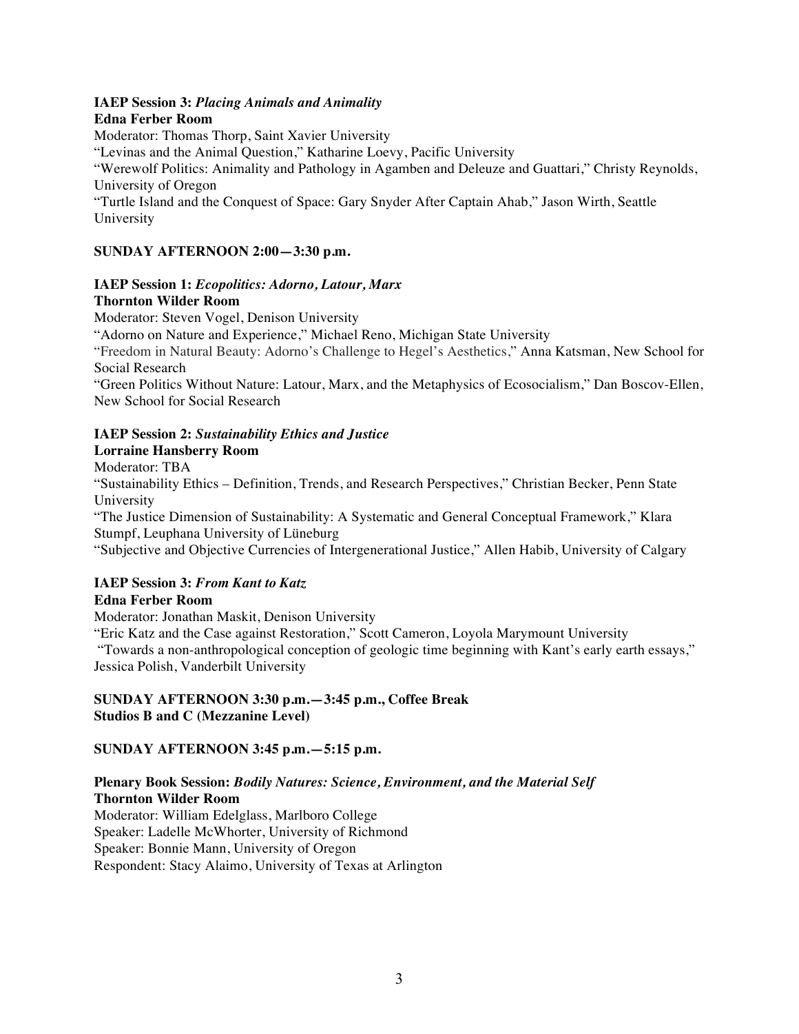**IAEP Session 3:** ***Placing Animals and Animality***
**Edna Ferber Room**
Moderator: Thomas Thorp, Saint Xavier University
"Levinas and the Animal Question," Katharine Loevy, Pacific University
"Werewolf Politics: Animality and Pathology in Agamben and Deleuze and Guattari," Christy Reynolds, University of Oregon
"Turtle Island and the Conquest of Space: Gary Snyder After Captain Ahab," Jason Wirth, Seattle University

**SUNDAY AFTERNOON 2:00—3:30 p.m.**

**IAEP Session 1:** ***Ecopolitics: Adorno, Latour, Marx***
**Thornton Wilder Room**
Moderator: Steven Vogel, Denison University
"Adorno on Nature and Experience," Michael Reno, Michigan State University
"Freedom in Natural Beauty: Adorno's Challenge to Hegel's Aesthetics," Anna Katsman, New School for Social Research
"Green Politics Without Nature: Latour, Marx, and the Metaphysics of Ecosocialism," Dan Boscov-Ellen, New School for Social Research

**IAEP Session 2:** ***Sustainability Ethics and Justice***
**Lorraine Hansberry Room**
Moderator: TBA
"Sustainability Ethics – Definition, Trends, and Research Perspectives," Christian Becker, Penn State University
"The Justice Dimension of Sustainability: A Systematic and General Conceptual Framework," Klara Stumpf, Leuphana University of Lüneburg
"Subjective and Objective Currencies of Intergenerational Justice," Allen Habib, University of Calgary

**IAEP Session 3:** ***From Kant to Katz***
**Edna Ferber Room**
Moderator: Jonathan Maskit, Denison University
"Eric Katz and the Case against Restoration," Scott Cameron, Loyola Marymount University
"Towards a non-anthropological conception of geologic time beginning with Kant's early earth essays," Jessica Polish, Vanderbilt University

**SUNDAY AFTERNOON 3:30 p.m.—3:45 p.m., Coffee Break**
**Studios B and C (Mezzanine Level)**

**SUNDAY AFTERNOON 3:45 p.m.—5:15 p.m.**

**Plenary Book Session:** ***Bodily Natures: Science, Environment, and the Material Self***
**Thornton Wilder Room**
Moderator: William Edelglass, Marlboro College
Speaker: Ladelle McWhorter, University of Richmond
Speaker: Bonnie Mann, University of Oregon
Respondent: Stacy Alaimo, University of Texas at Arlington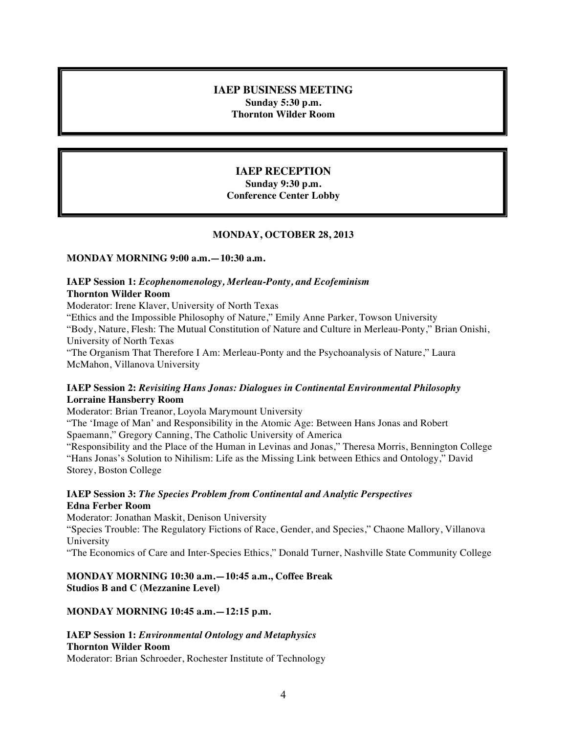**IAEP BUSINESS MEETING**
**Sunday 5:30 p.m.**
**Thornton Wilder Room**

**IAEP RECEPTION**
**Sunday 9:30 p.m.**
**Conference Center Lobby**

## MONDAY, OCTOBER 28, 2013

### MONDAY MORNING 9:00 a.m.—10:30 a.m.

**IAEP Session 1:** ***Ecophenomenology, Merleau-Ponty, and Ecofeminism***
**Thornton Wilder Room**
Moderator: Irene Klaver, University of North Texas
"Ethics and the Impossible Philosophy of Nature," Emily Anne Parker, Towson University
"Body, Nature, Flesh: The Mutual Constitution of Nature and Culture in Merleau-Ponty," Brian Onishi, University of North Texas
"The Organism That Therefore I Am: Merleau-Ponty and the Psychoanalysis of Nature," Laura McMahon, Villanova University

**IAEP Session 2:** ***Revisiting Hans Jonas: Dialogues in Continental Environmental Philosophy***
**Lorraine Hansberry Room**
Moderator: Brian Treanor, Loyola Marymount University
"The 'Image of Man' and Responsibility in the Atomic Age: Between Hans Jonas and Robert Spaemann," Gregory Canning, The Catholic University of America
"Responsibility and the Place of the Human in Levinas and Jonas," Theresa Morris, Bennington College
"Hans Jonas's Solution to Nihilism: Life as the Missing Link between Ethics and Ontology," David Storey, Boston College

**IAEP Session 3:** ***The Species Problem from Continental and Analytic Perspectives***
**Edna Ferber Room**
Moderator: Jonathan Maskit, Denison University
"Species Trouble: The Regulatory Fictions of Race, Gender, and Species," Chaone Mallory, Villanova University
"The Economics of Care and Inter-Species Ethics," Donald Turner, Nashville State Community College

### MONDAY MORNING 10:30 a.m.—10:45 a.m., Coffee Break
**Studios B and C (Mezzanine Level)**

### MONDAY MORNING 10:45 a.m.—12:15 p.m.

**IAEP Session 1:** ***Environmental Ontology and Metaphysics***
**Thornton Wilder Room**
Moderator: Brian Schroeder, Rochester Institute of Technology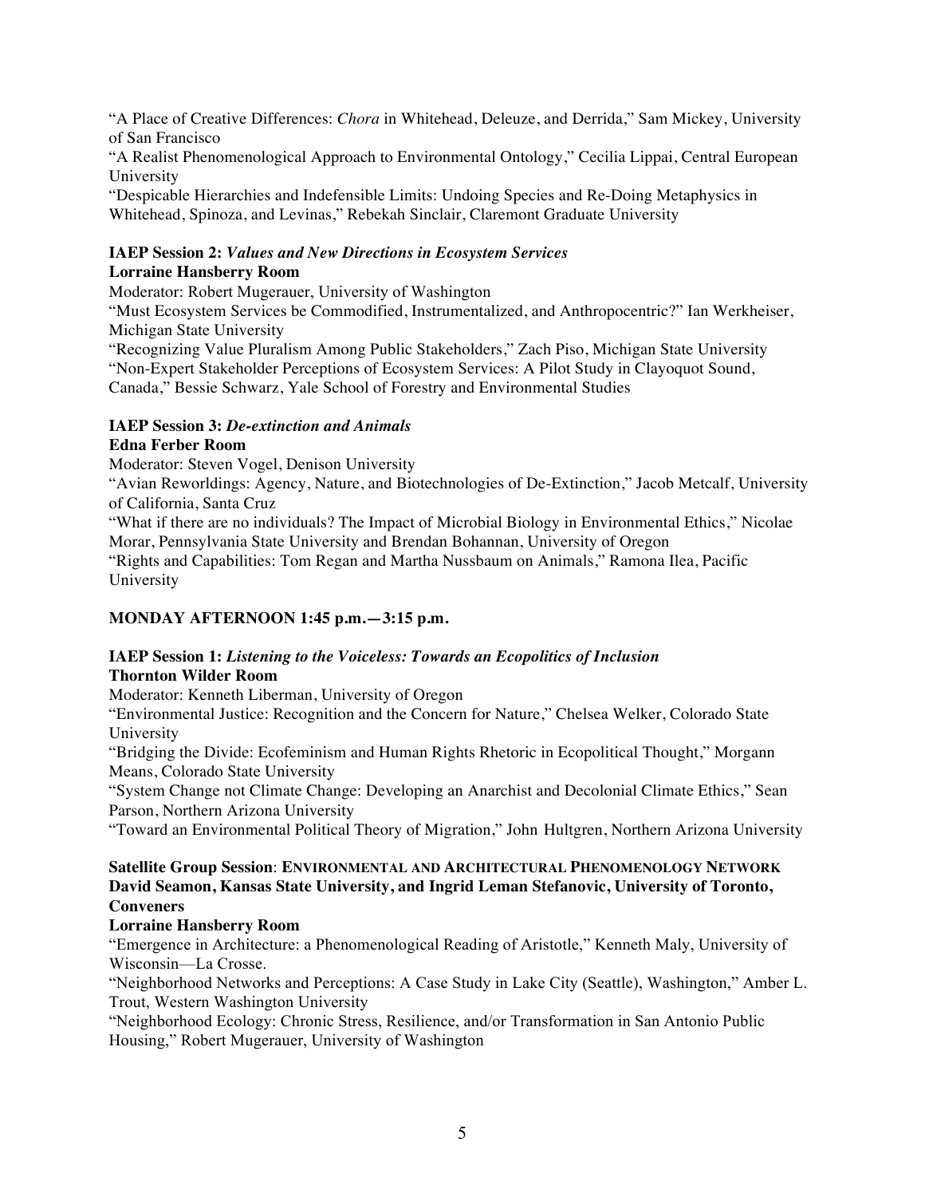"A Place of Creative Differences: *Chora* in Whitehead, Deleuze, and Derrida," Sam Mickey, University of San Francisco

"A Realist Phenomenological Approach to Environmental Ontology," Cecilia Lippai, Central European University

"Despicable Hierarchies and Indefensible Limits: Undoing Species and Re-Doing Metaphysics in Whitehead, Spinoza, and Levinas," Rebekah Sinclair, Claremont Graduate University

**IAEP Session 2:** ***Values and New Directions in Ecosystem Services***
**Lorraine Hansberry Room**

Moderator: Robert Mugerauer, University of Washington

"Must Ecosystem Services be Commodified, Instrumentalized, and Anthropocentric?" Ian Werkheiser, Michigan State University

"Recognizing Value Pluralism Among Public Stakeholders," Zach Piso, Michigan State University

"Non-Expert Stakeholder Perceptions of Ecosystem Services: A Pilot Study in Clayoquot Sound, Canada," Bessie Schwarz, Yale School of Forestry and Environmental Studies

**IAEP Session 3:** ***De-extinction and Animals***
**Edna Ferber Room**

Moderator: Steven Vogel, Denison University

"Avian Reworldings: Agency, Nature, and Biotechnologies of De-Extinction," Jacob Metcalf, University of California, Santa Cruz

"What if there are no individuals? The Impact of Microbial Biology in Environmental Ethics," Nicolae Morar, Pennsylvania State University and Brendan Bohannan, University of Oregon

"Rights and Capabilities: Tom Regan and Martha Nussbaum on Animals," Ramona Ilea, Pacific University

## MONDAY AFTERNOON 1:45 p.m.—3:15 p.m.

**IAEP Session 1:** ***Listening to the Voiceless: Towards an Ecopolitics of Inclusion***
**Thornton Wilder Room**

Moderator: Kenneth Liberman, University of Oregon

"Environmental Justice: Recognition and the Concern for Nature," Chelsea Welker, Colorado State University

"Bridging the Divide: Ecofeminism and Human Rights Rhetoric in Ecopolitical Thought," Morgann Means, Colorado State University

"System Change not Climate Change: Developing an Anarchist and Decolonial Climate Ethics," Sean Parson, Northern Arizona University

"Toward an Environmental Political Theory of Migration," John Hultgren, Northern Arizona University

**Satellite Group Session**: **ENVIRONMENTAL AND ARCHITECTURAL PHENOMENOLOGY NETWORK**
**David Seamon, Kansas State University, and Ingrid Leman Stefanovic, University of Toronto, Conveners**
**Lorraine Hansberry Room**

"Emergence in Architecture: a Phenomenological Reading of Aristotle," Kenneth Maly, University of Wisconsin—La Crosse.

"Neighborhood Networks and Perceptions: A Case Study in Lake City (Seattle), Washington," Amber L. Trout, Western Washington University

"Neighborhood Ecology: Chronic Stress, Resilience, and/or Transformation in San Antonio Public Housing," Robert Mugerauer, University of Washington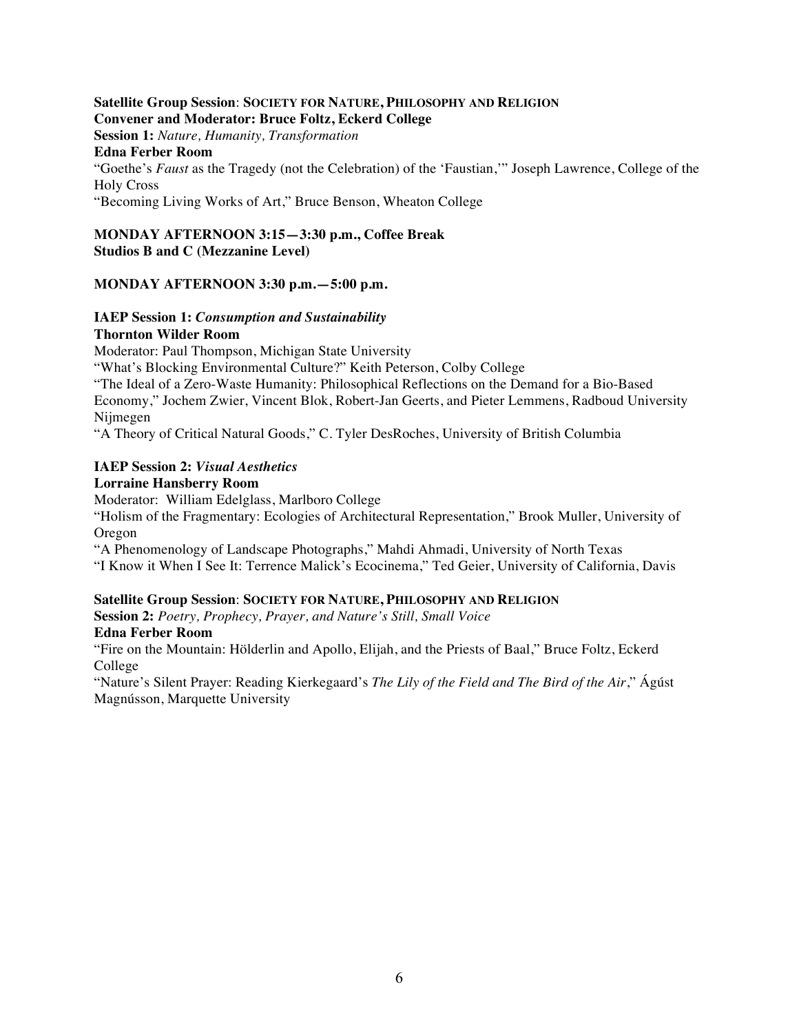**Satellite Group Session**: **SOCIETY FOR NATURE, PHILOSOPHY AND RELIGION**
**Convener and Moderator: Bruce Foltz, Eckerd College**
**Session 1:** *Nature, Humanity, Transformation*
**Edna Ferber Room**
"Goethe's *Faust* as the Tragedy (not the Celebration) of the 'Faustian,'" Joseph Lawrence, College of the Holy Cross
"Becoming Living Works of Art," Bruce Benson, Wheaton College

**MONDAY AFTERNOON 3:15—3:30 p.m., Coffee Break**
**Studios B and C (Mezzanine Level)**

**MONDAY AFTERNOON 3:30 p.m.—5:00 p.m.**

**IAEP Session 1:** ***Consumption and Sustainability***
**Thornton Wilder Room**
Moderator: Paul Thompson, Michigan State University
"What's Blocking Environmental Culture?" Keith Peterson, Colby College
"The Ideal of a Zero-Waste Humanity: Philosophical Reflections on the Demand for a Bio-Based Economy," Jochem Zwier, Vincent Blok, Robert-Jan Geerts, and Pieter Lemmens, Radboud University Nijmegen
"A Theory of Critical Natural Goods," C. Tyler DesRoches, University of British Columbia

**IAEP Session 2:** ***Visual Aesthetics***
**Lorraine Hansberry Room**
Moderator: William Edelglass, Marlboro College
"Holism of the Fragmentary: Ecologies of Architectural Representation," Brook Muller, University of Oregon
"A Phenomenology of Landscape Photographs," Mahdi Ahmadi, University of North Texas
"I Know it When I See It: Terrence Malick's Ecocinema," Ted Geier, University of California, Davis

**Satellite Group Session**: **SOCIETY FOR NATURE, PHILOSOPHY AND RELIGION**
**Session 2:** *Poetry, Prophecy, Prayer, and Nature's Still, Small Voice*
**Edna Ferber Room**
"Fire on the Mountain: Hölderlin and Apollo, Elijah, and the Priests of Baal," Bruce Foltz, Eckerd College
"Nature's Silent Prayer: Reading Kierkegaard's *The Lily of the Field and The Bird of the Air*," Ágúst Magnússon, Marquette University